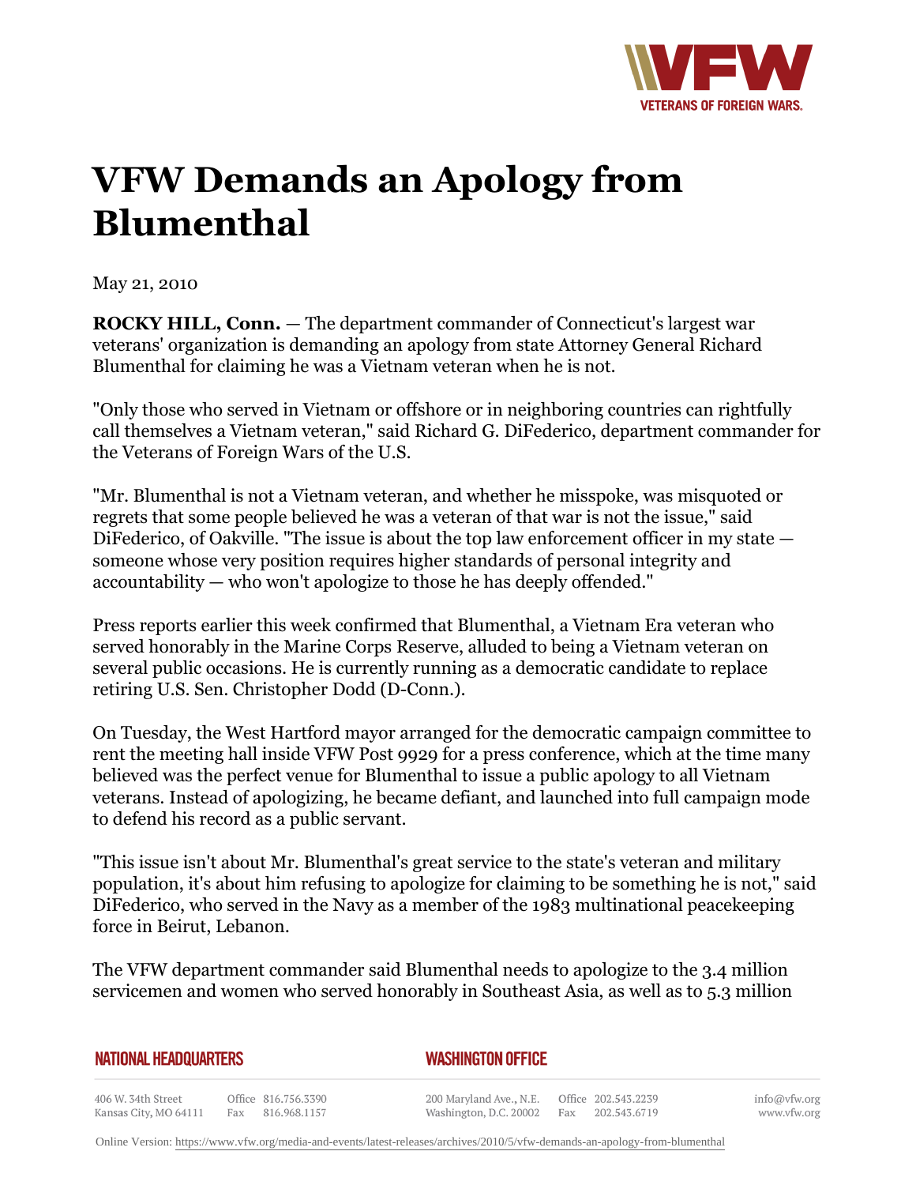# VFW Demands an Apology from Blumenthal

May 21, 2010

**ROCKY HILL, Conn.** — The department commander of Connecticut's largest war veterans' organization is demanding an apology from state Attorney General Richard Blumenthal for claiming he was a Vietnam veteran when he is not.

"Only those who served in Vietnam or offshore or in neighboring countries can rightfully call themselves a Vietnam veteran," said Richard G. DiFederico, department commander for the Veterans of Foreign Wars of the U.S.

"Mr. Blumenthal is not a Vietnam veteran, and whether he misspoke, was misquoted or regrets that some people believed he was a veteran of that war is not the issue," said DiFederico, of Oakville. "The issue is about the top law enforcement officer in my state — someone whose very position requires higher standards of personal integrity and accountability — who won't apologize to those he has deeply offended."

Press reports earlier this week confirmed that Blumenthal, a Vietnam Era veteran who served honorably in the Marine Corps Reserve, alluded to being a Vietnam veteran on several public occasions. He is currently running as a democratic candidate to replace retiring U.S. Sen. Christopher Dodd (D-Conn.).

On Tuesday, the West Hartford mayor arranged for the democratic campaign committee to rent the meeting hall inside VFW Post 9929 for a press conference, which at the time many believed was the perfect venue for Blumenthal to issue a public apology to all Vietnam veterans. Instead of apologizing, he became defiant, and launched into full campaign mode to defend his record as a public servant.

"This issue isn't about Mr. Blumenthal's great service to the state's veteran and military population, it's about him refusing to apologize for claiming to be something he is not," said DiFederico, who served in the Navy as a member of the 1983 multinational peacekeeping force in Beirut, Lebanon.

The VFW department commander said Blumenthal needs to apologize to the 3.4 million servicemen and women who served honorably in Southeast Asia, as well as to 5.3 million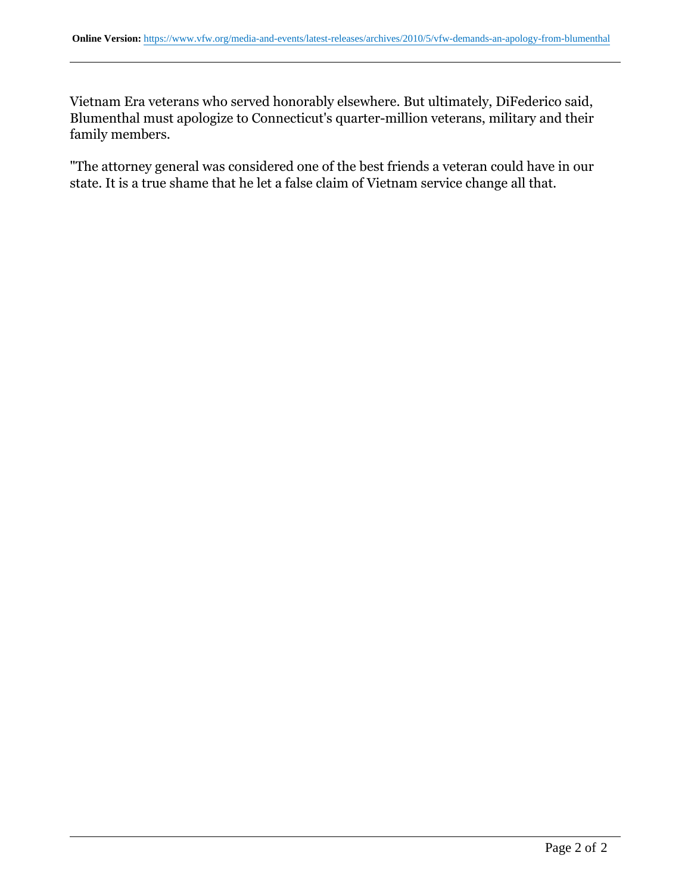Vietnam Era veterans who served honorably elsewhere. But ultimately, DiFederico said, Blumenthal must apologize to Connecticut's quarter-million veterans, military and their family members.

"The attorney general was considered one of the best friends a veteran could have in our state. It is a true shame that he let a false claim of Vietnam service change all that.